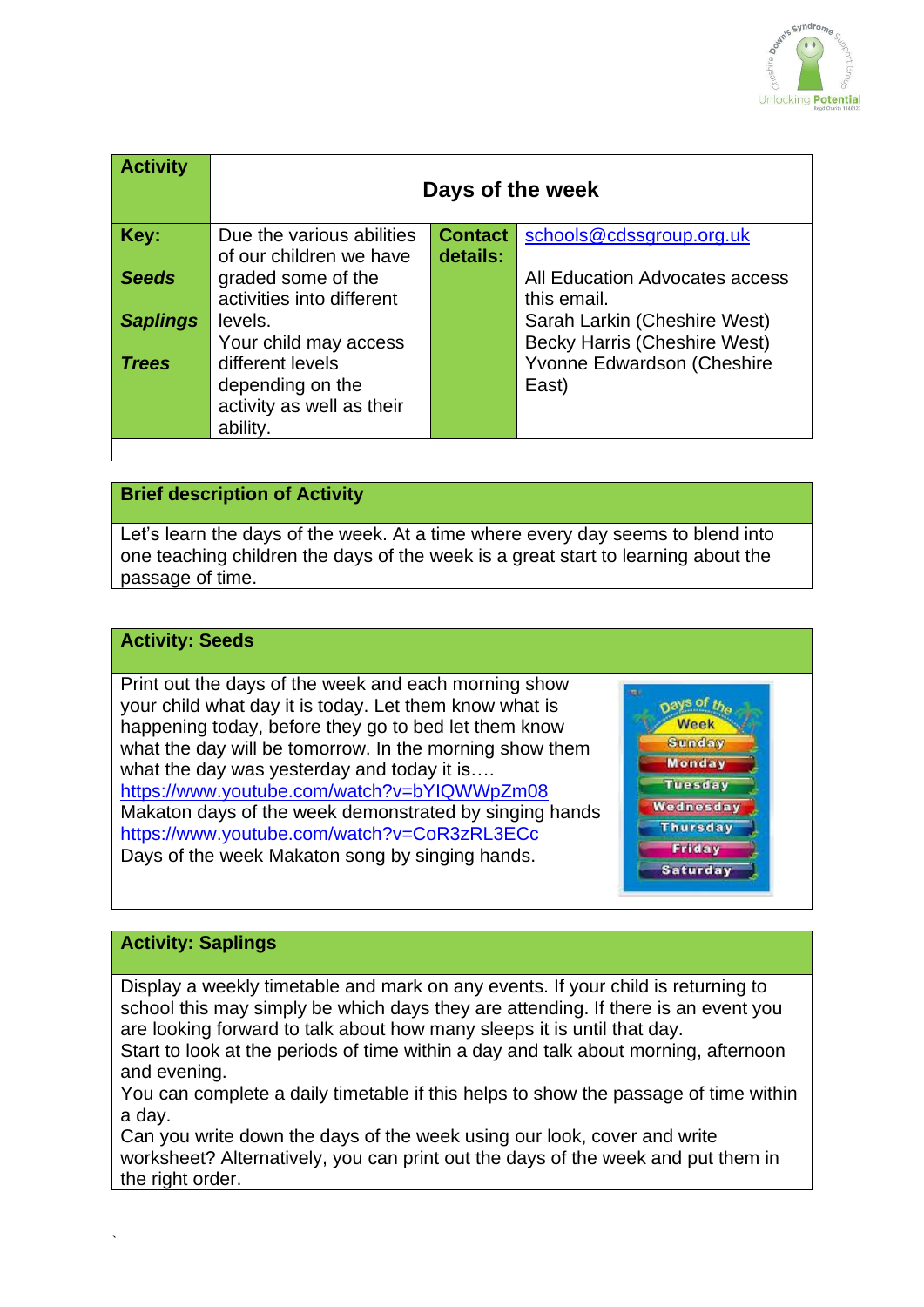| Activity | Days of the week | | |
|---|---|---|---|
| Key:<br><br>***Seeds***<br><br>***Saplings***<br><br>***Trees*** | Due the various abilities of our children we have graded some of the activities into different levels.<br>Your child may access different levels depending on the activity as well as their ability. | **Contact details:** | schools@cdssgroup.org.uk<br><br>All Education Advocates access this email.<br>Sarah Larkin (Cheshire West)<br>Becky Harris (Cheshire West)<br>Yvonne Edwardson (Cheshire East) |

## Brief description of Activity

Let's learn the days of the week. At a time where every day seems to blend into one teaching children the days of the week is a great start to learning about the passage of time.

## Activity: Seeds

Print out the days of the week and each morning show your child what day it is today. Let them know what is happening today, before they go to bed let them know what the day will be tomorrow. In the morning show them what the day was yesterday and today it is….
https://www.youtube.com/watch?v=bYIQWWpZm08
Makaton days of the week demonstrated by singing hands
https://www.youtube.com/watch?v=CoR3zRL3ECc
Days of the week Makaton song by singing hands.

## Activity: Saplings

Display a weekly timetable and mark on any events. If your child is returning to school this may simply be which days they are attending. If there is an event you are looking forward to talk about how many sleeps it is until that day.
Start to look at the periods of time within a day and talk about morning, afternoon and evening.
You can complete a daily timetable if this helps to show the passage of time within a day.
Can you write down the days of the week using our look, cover and write worksheet? Alternatively, you can print out the days of the week and put them in the right order.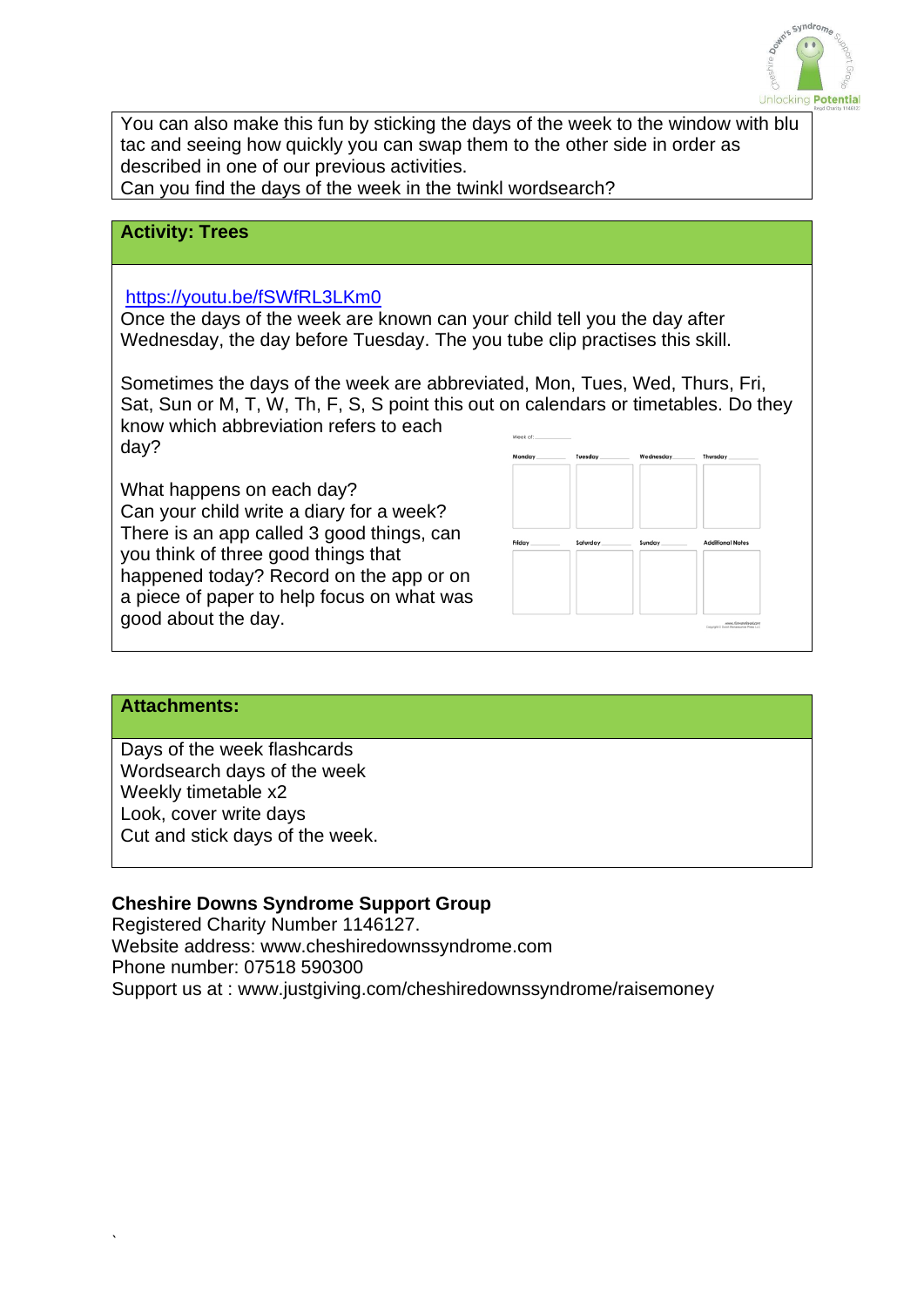You can also make this fun by sticking the days of the week to the window with blu tac and seeing how quickly you can swap them to the other side in order as described in one of our previous activities.
Can you find the days of the week in the twinkl wordsearch?

**Activity: Trees**

https://youtu.be/fSWfRL3LKm0
Once the days of the week are known can your child tell you the day after Wednesday, the day before Tuesday. The you tube clip practises this skill.

Sometimes the days of the week are abbreviated, Mon, Tues, Wed, Thurs, Fri, Sat, Sun or M, T, W, Th, F, S, S point this out on calendars or timetables. Do they know which abbreviation refers to each day?

What happens on each day?
Can your child write a diary for a week?
There is an app called 3 good things, can you think of three good things that happened today? Record on the app or on a piece of paper to help focus on what was good about the day.

Week of: ________

| Monday ______ | Tuesday ______ | Wednesday ______ | Thursday ______ |
|---|---|---|---|
| | | | |
| **Friday ______** | **Saturday ______** | **Sunday ______** | **Additional Notes** |
| | | | |

**Attachments:**

Days of the week flashcards
Wordsearch days of the week
Weekly timetable x2
Look, cover write days
Cut and stick days of the week.

**Cheshire Downs Syndrome Support Group**
Registered Charity Number 1146127.
Website address: www.cheshiredownssyndrome.com
Phone number: 07518 590300
Support us at : www.justgiving.com/cheshiredownssyndrome/raisemoney